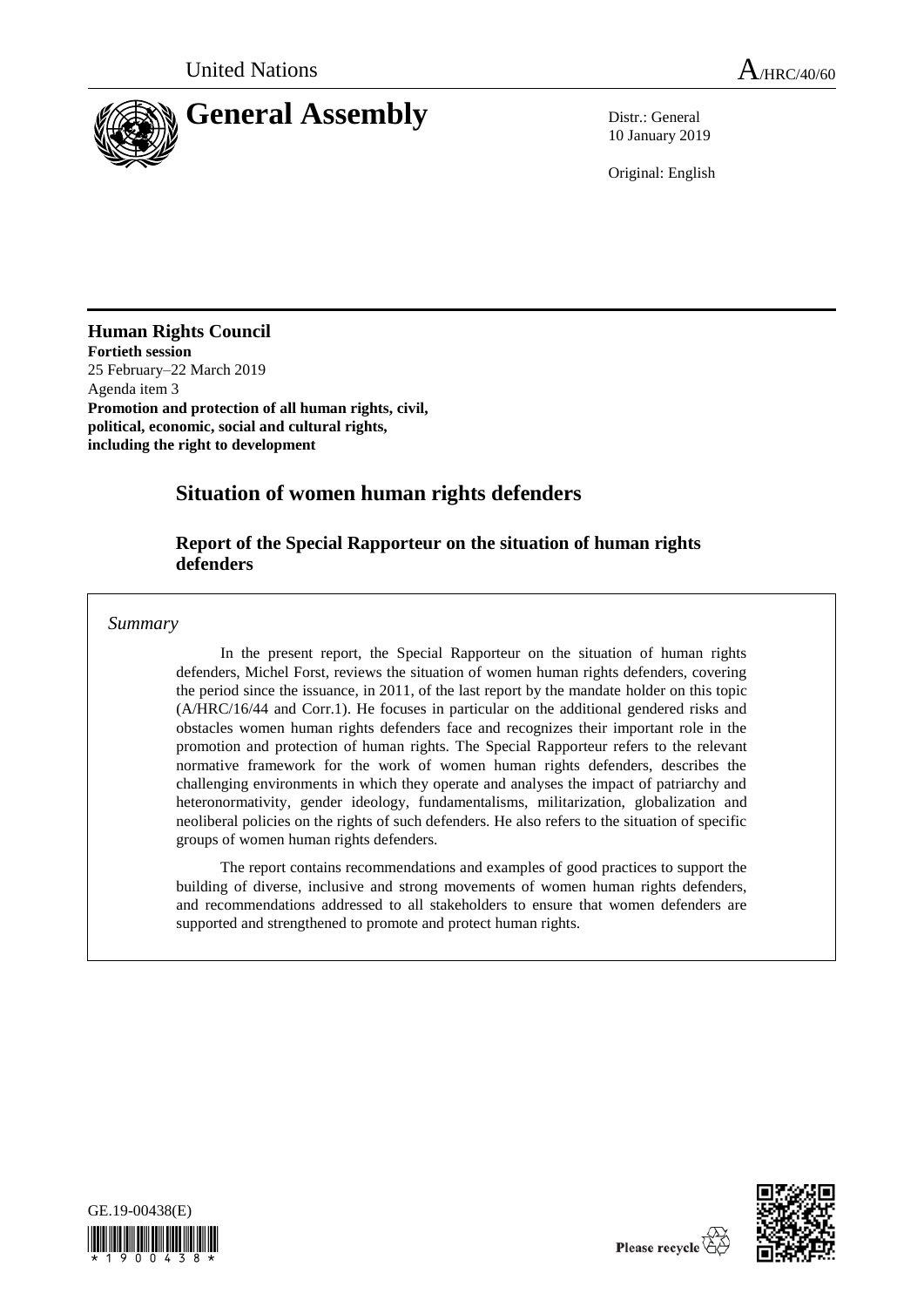United Nations A/HRC/40/60

# General Assembly

Distr.: General
10 January 2019

Original: English

**Human Rights Council**
**Fortieth session**
25 February–22 March 2019
Agenda item 3
**Promotion and protection of all human rights, civil, political, economic, social and cultural rights, including the right to development**

## Situation of women human rights defenders

### Report of the Special Rapporteur on the situation of human rights defenders

*Summary*

In the present report, the Special Rapporteur on the situation of human rights defenders, Michel Forst, reviews the situation of women human rights defenders, covering the period since the issuance, in 2011, of the last report by the mandate holder on this topic (A/HRC/16/44 and Corr.1). He focuses in particular on the additional gendered risks and obstacles women human rights defenders face and recognizes their important role in the promotion and protection of human rights. The Special Rapporteur refers to the relevant normative framework for the work of women human rights defenders, describes the challenging environments in which they operate and analyses the impact of patriarchy and heteronormativity, gender ideology, fundamentalisms, militarization, globalization and neoliberal policies on the rights of such defenders. He also refers to the situation of specific groups of women human rights defenders.

The report contains recommendations and examples of good practices to support the building of diverse, inclusive and strong movements of women human rights defenders, and recommendations addressed to all stakeholders to ensure that women defenders are supported and strengthened to promote and protect human rights.

GE.19-00438(E)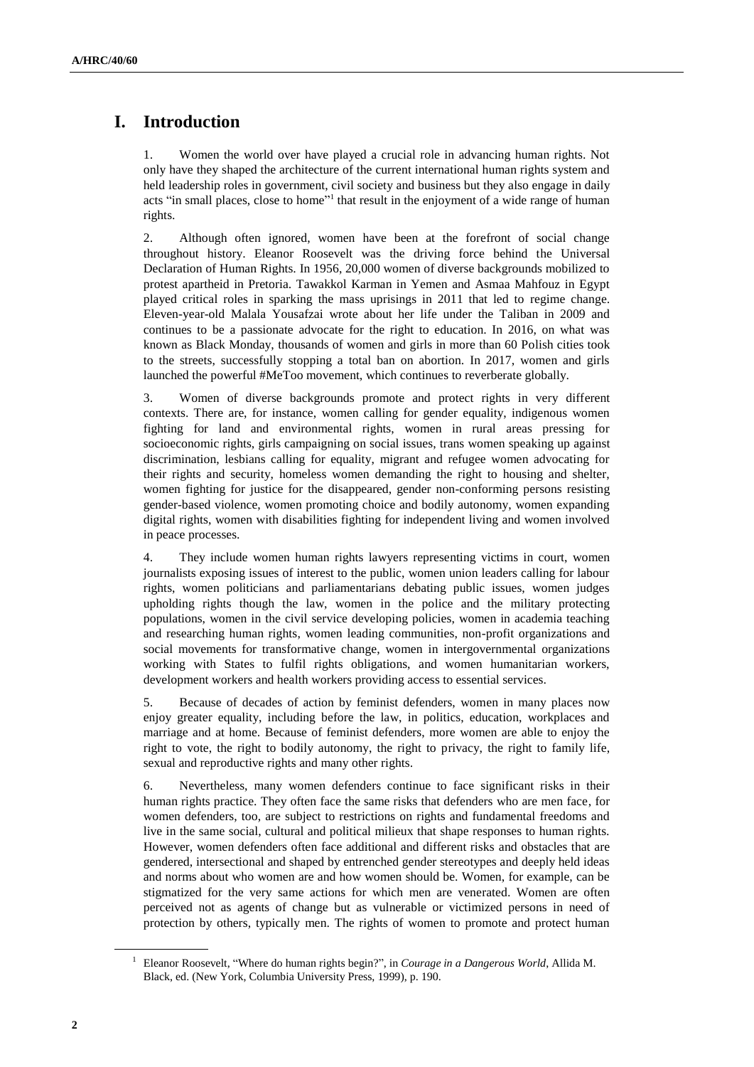# I. Introduction

1. Women the world over have played a crucial role in advancing human rights. Not only have they shaped the architecture of the current international human rights system and held leadership roles in government, civil society and business but they also engage in daily acts "in small places, close to home"[1] that result in the enjoyment of a wide range of human rights.

2. Although often ignored, women have been at the forefront of social change throughout history. Eleanor Roosevelt was the driving force behind the Universal Declaration of Human Rights. In 1956, 20,000 women of diverse backgrounds mobilized to protest apartheid in Pretoria. Tawakkol Karman in Yemen and Asmaa Mahfouz in Egypt played critical roles in sparking the mass uprisings in 2011 that led to regime change. Eleven-year-old Malala Yousafzai wrote about her life under the Taliban in 2009 and continues to be a passionate advocate for the right to education. In 2016, on what was known as Black Monday, thousands of women and girls in more than 60 Polish cities took to the streets, successfully stopping a total ban on abortion. In 2017, women and girls launched the powerful #MeToo movement, which continues to reverberate globally.

3. Women of diverse backgrounds promote and protect rights in very different contexts. There are, for instance, women calling for gender equality, indigenous women fighting for land and environmental rights, women in rural areas pressing for socioeconomic rights, girls campaigning on social issues, trans women speaking up against discrimination, lesbians calling for equality, migrant and refugee women advocating for their rights and security, homeless women demanding the right to housing and shelter, women fighting for justice for the disappeared, gender non-conforming persons resisting gender-based violence, women promoting choice and bodily autonomy, women expanding digital rights, women with disabilities fighting for independent living and women involved in peace processes.

4. They include women human rights lawyers representing victims in court, women journalists exposing issues of interest to the public, women union leaders calling for labour rights, women politicians and parliamentarians debating public issues, women judges upholding rights though the law, women in the police and the military protecting populations, women in the civil service developing policies, women in academia teaching and researching human rights, women leading communities, non-profit organizations and social movements for transformative change, women in intergovernmental organizations working with States to fulfil rights obligations, and women humanitarian workers, development workers and health workers providing access to essential services.

5. Because of decades of action by feminist defenders, women in many places now enjoy greater equality, including before the law, in politics, education, workplaces and marriage and at home. Because of feminist defenders, more women are able to enjoy the right to vote, the right to bodily autonomy, the right to privacy, the right to family life, sexual and reproductive rights and many other rights.

6. Nevertheless, many women defenders continue to face significant risks in their human rights practice. They often face the same risks that defenders who are men face, for women defenders, too, are subject to restrictions on rights and fundamental freedoms and live in the same social, cultural and political milieux that shape responses to human rights. However, women defenders often face additional and different risks and obstacles that are gendered, intersectional and shaped by entrenched gender stereotypes and deeply held ideas and norms about who women are and how women should be. Women, for example, can be stigmatized for the very same actions for which men are venerated. Women are often perceived not as agents of change but as vulnerable or victimized persons in need of protection by others, typically men. The rights of women to promote and protect human

[1] Eleanor Roosevelt, "Where do human rights begin?", in *Courage in a Dangerous World*, Allida M. Black, ed. (New York, Columbia University Press, 1999), p. 190.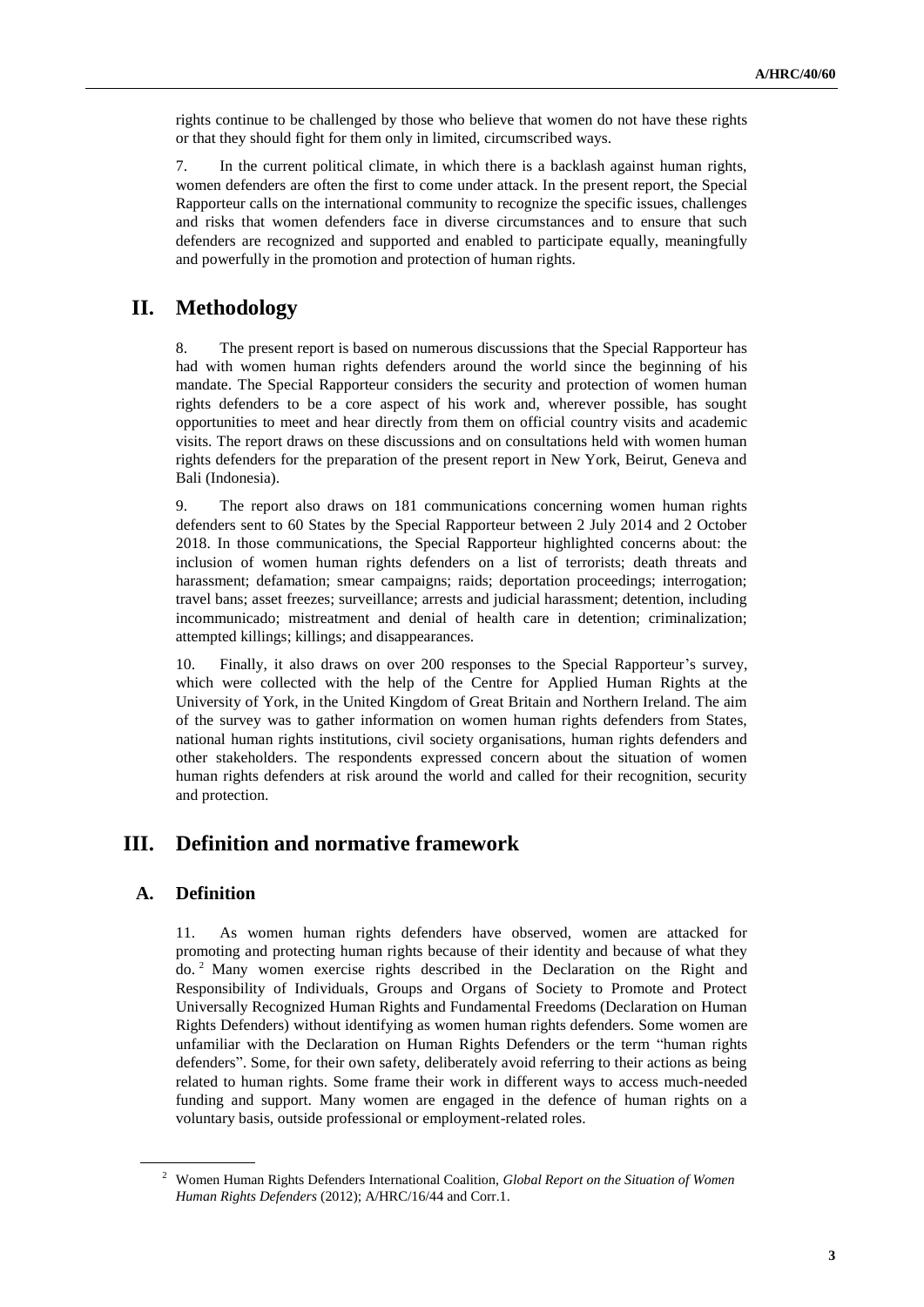rights continue to be challenged by those who believe that women do not have these rights or that they should fight for them only in limited, circumscribed ways.

7. In the current political climate, in which there is a backlash against human rights, women defenders are often the first to come under attack. In the present report, the Special Rapporteur calls on the international community to recognize the specific issues, challenges and risks that women defenders face in diverse circumstances and to ensure that such defenders are recognized and supported and enabled to participate equally, meaningfully and powerfully in the promotion and protection of human rights.

# II. Methodology

8. The present report is based on numerous discussions that the Special Rapporteur has had with women human rights defenders around the world since the beginning of his mandate. The Special Rapporteur considers the security and protection of women human rights defenders to be a core aspect of his work and, wherever possible, has sought opportunities to meet and hear directly from them on official country visits and academic visits. The report draws on these discussions and on consultations held with women human rights defenders for the preparation of the present report in New York, Beirut, Geneva and Bali (Indonesia).

9. The report also draws on 181 communications concerning women human rights defenders sent to 60 States by the Special Rapporteur between 2 July 2014 and 2 October 2018. In those communications, the Special Rapporteur highlighted concerns about: the inclusion of women human rights defenders on a list of terrorists; death threats and harassment; defamation; smear campaigns; raids; deportation proceedings; interrogation; travel bans; asset freezes; surveillance; arrests and judicial harassment; detention, including incommunicado; mistreatment and denial of health care in detention; criminalization; attempted killings; killings; and disappearances.

10. Finally, it also draws on over 200 responses to the Special Rapporteur's survey, which were collected with the help of the Centre for Applied Human Rights at the University of York, in the United Kingdom of Great Britain and Northern Ireland. The aim of the survey was to gather information on women human rights defenders from States, national human rights institutions, civil society organisations, human rights defenders and other stakeholders. The respondents expressed concern about the situation of women human rights defenders at risk around the world and called for their recognition, security and protection.

# III. Definition and normative framework

## A. Definition

11. As women human rights defenders have observed, women are attacked for promoting and protecting human rights because of their identity and because of what they do.[2] Many women exercise rights described in the Declaration on the Right and Responsibility of Individuals, Groups and Organs of Society to Promote and Protect Universally Recognized Human Rights and Fundamental Freedoms (Declaration on Human Rights Defenders) without identifying as women human rights defenders. Some women are unfamiliar with the Declaration on Human Rights Defenders or the term "human rights defenders". Some, for their own safety, deliberately avoid referring to their actions as being related to human rights. Some frame their work in different ways to access much-needed funding and support. Many women are engaged in the defence of human rights on a voluntary basis, outside professional or employment-related roles.

[2] Women Human Rights Defenders International Coalition, *Global Report on the Situation of Women Human Rights Defenders* (2012); A/HRC/16/44 and Corr.1.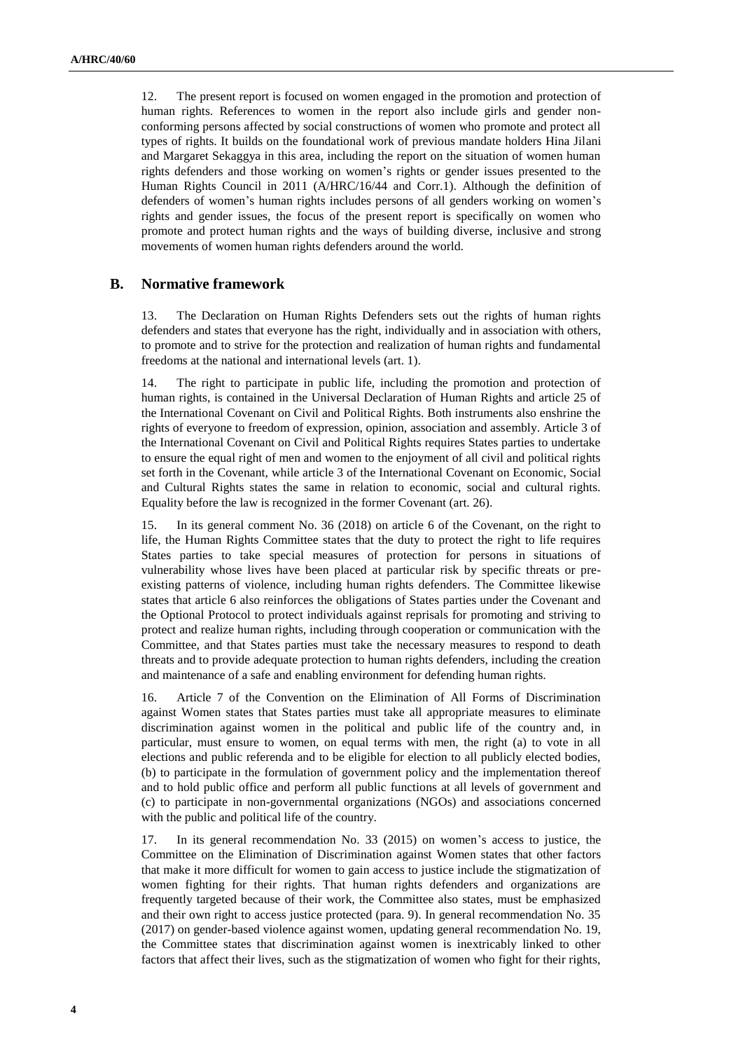12. The present report is focused on women engaged in the promotion and protection of human rights. References to women in the report also include girls and gender non-conforming persons affected by social constructions of women who promote and protect all types of rights. It builds on the foundational work of previous mandate holders Hina Jilani and Margaret Sekaggya in this area, including the report on the situation of women human rights defenders and those working on women's rights or gender issues presented to the Human Rights Council in 2011 (A/HRC/16/44 and Corr.1). Although the definition of defenders of women's human rights includes persons of all genders working on women's rights and gender issues, the focus of the present report is specifically on women who promote and protect human rights and the ways of building diverse, inclusive and strong movements of women human rights defenders around the world.

## B. Normative framework

13. The Declaration on Human Rights Defenders sets out the rights of human rights defenders and states that everyone has the right, individually and in association with others, to promote and to strive for the protection and realization of human rights and fundamental freedoms at the national and international levels (art. 1).

14. The right to participate in public life, including the promotion and protection of human rights, is contained in the Universal Declaration of Human Rights and article 25 of the International Covenant on Civil and Political Rights. Both instruments also enshrine the rights of everyone to freedom of expression, opinion, association and assembly. Article 3 of the International Covenant on Civil and Political Rights requires States parties to undertake to ensure the equal right of men and women to the enjoyment of all civil and political rights set forth in the Covenant, while article 3 of the International Covenant on Economic, Social and Cultural Rights states the same in relation to economic, social and cultural rights. Equality before the law is recognized in the former Covenant (art. 26).

15. In its general comment No. 36 (2018) on article 6 of the Covenant, on the right to life, the Human Rights Committee states that the duty to protect the right to life requires States parties to take special measures of protection for persons in situations of vulnerability whose lives have been placed at particular risk by specific threats or pre-existing patterns of violence, including human rights defenders. The Committee likewise states that article 6 also reinforces the obligations of States parties under the Covenant and the Optional Protocol to protect individuals against reprisals for promoting and striving to protect and realize human rights, including through cooperation or communication with the Committee, and that States parties must take the necessary measures to respond to death threats and to provide adequate protection to human rights defenders, including the creation and maintenance of a safe and enabling environment for defending human rights.

16. Article 7 of the Convention on the Elimination of All Forms of Discrimination against Women states that States parties must take all appropriate measures to eliminate discrimination against women in the political and public life of the country and, in particular, must ensure to women, on equal terms with men, the right (a) to vote in all elections and public referenda and to be eligible for election to all publicly elected bodies, (b) to participate in the formulation of government policy and the implementation thereof and to hold public office and perform all public functions at all levels of government and (c) to participate in non-governmental organizations (NGOs) and associations concerned with the public and political life of the country.

17. In its general recommendation No. 33 (2015) on women's access to justice, the Committee on the Elimination of Discrimination against Women states that other factors that make it more difficult for women to gain access to justice include the stigmatization of women fighting for their rights. That human rights defenders and organizations are frequently targeted because of their work, the Committee also states, must be emphasized and their own right to access justice protected (para. 9). In general recommendation No. 35 (2017) on gender-based violence against women, updating general recommendation No. 19, the Committee states that discrimination against women is inextricably linked to other factors that affect their lives, such as the stigmatization of women who fight for their rights,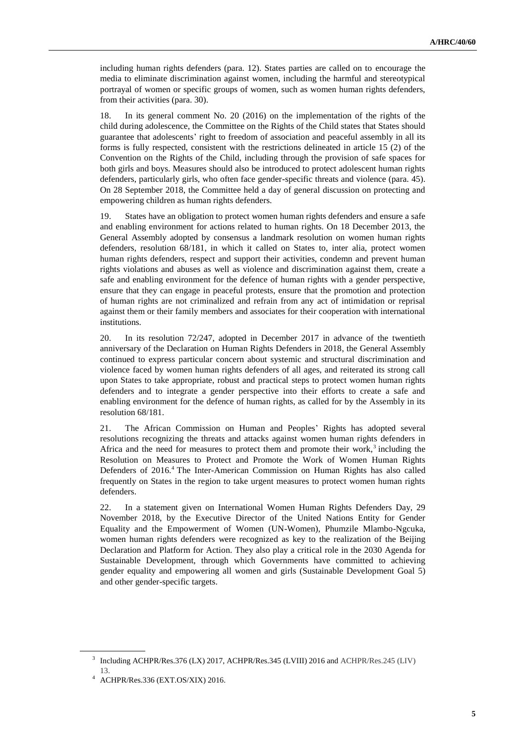including human rights defenders (para. 12). States parties are called on to encourage the media to eliminate discrimination against women, including the harmful and stereotypical portrayal of women or specific groups of women, such as women human rights defenders, from their activities (para. 30).

18. In its general comment No. 20 (2016) on the implementation of the rights of the child during adolescence, the Committee on the Rights of the Child states that States should guarantee that adolescents' right to freedom of association and peaceful assembly in all its forms is fully respected, consistent with the restrictions delineated in article 15 (2) of the Convention on the Rights of the Child, including through the provision of safe spaces for both girls and boys. Measures should also be introduced to protect adolescent human rights defenders, particularly girls, who often face gender-specific threats and violence (para. 45). On 28 September 2018, the Committee held a day of general discussion on protecting and empowering children as human rights defenders.

19. States have an obligation to protect women human rights defenders and ensure a safe and enabling environment for actions related to human rights. On 18 December 2013, the General Assembly adopted by consensus a landmark resolution on women human rights defenders, resolution 68/181, in which it called on States to, inter alia, protect women human rights defenders, respect and support their activities, condemn and prevent human rights violations and abuses as well as violence and discrimination against them, create a safe and enabling environment for the defence of human rights with a gender perspective, ensure that they can engage in peaceful protests, ensure that the promotion and protection of human rights are not criminalized and refrain from any act of intimidation or reprisal against them or their family members and associates for their cooperation with international institutions.

20. In its resolution 72/247, adopted in December 2017 in advance of the twentieth anniversary of the Declaration on Human Rights Defenders in 2018, the General Assembly continued to express particular concern about systemic and structural discrimination and violence faced by women human rights defenders of all ages, and reiterated its strong call upon States to take appropriate, robust and practical steps to protect women human rights defenders and to integrate a gender perspective into their efforts to create a safe and enabling environment for the defence of human rights, as called for by the Assembly in its resolution 68/181.

21. The African Commission on Human and Peoples' Rights has adopted several resolutions recognizing the threats and attacks against women human rights defenders in Africa and the need for measures to protect them and promote their work,[3] including the Resolution on Measures to Protect and Promote the Work of Women Human Rights Defenders of 2016.[4] The Inter-American Commission on Human Rights has also called frequently on States in the region to take urgent measures to protect women human rights defenders.

22. In a statement given on International Women Human Rights Defenders Day, 29 November 2018, by the Executive Director of the United Nations Entity for Gender Equality and the Empowerment of Women (UN-Women), Phumzile Mlambo-Ngcuka, women human rights defenders were recognized as key to the realization of the Beijing Declaration and Platform for Action. They also play a critical role in the 2030 Agenda for Sustainable Development, through which Governments have committed to achieving gender equality and empowering all women and girls (Sustainable Development Goal 5) and other gender-specific targets.

---

[3] Including ACHPR/Res.376 (LX) 2017, ACHPR/Res.345 (LVIII) 2016 and ACHPR/Res.245 (LIV) 13.

[4] ACHPR/Res.336 (EXT.OS/XIX) 2016.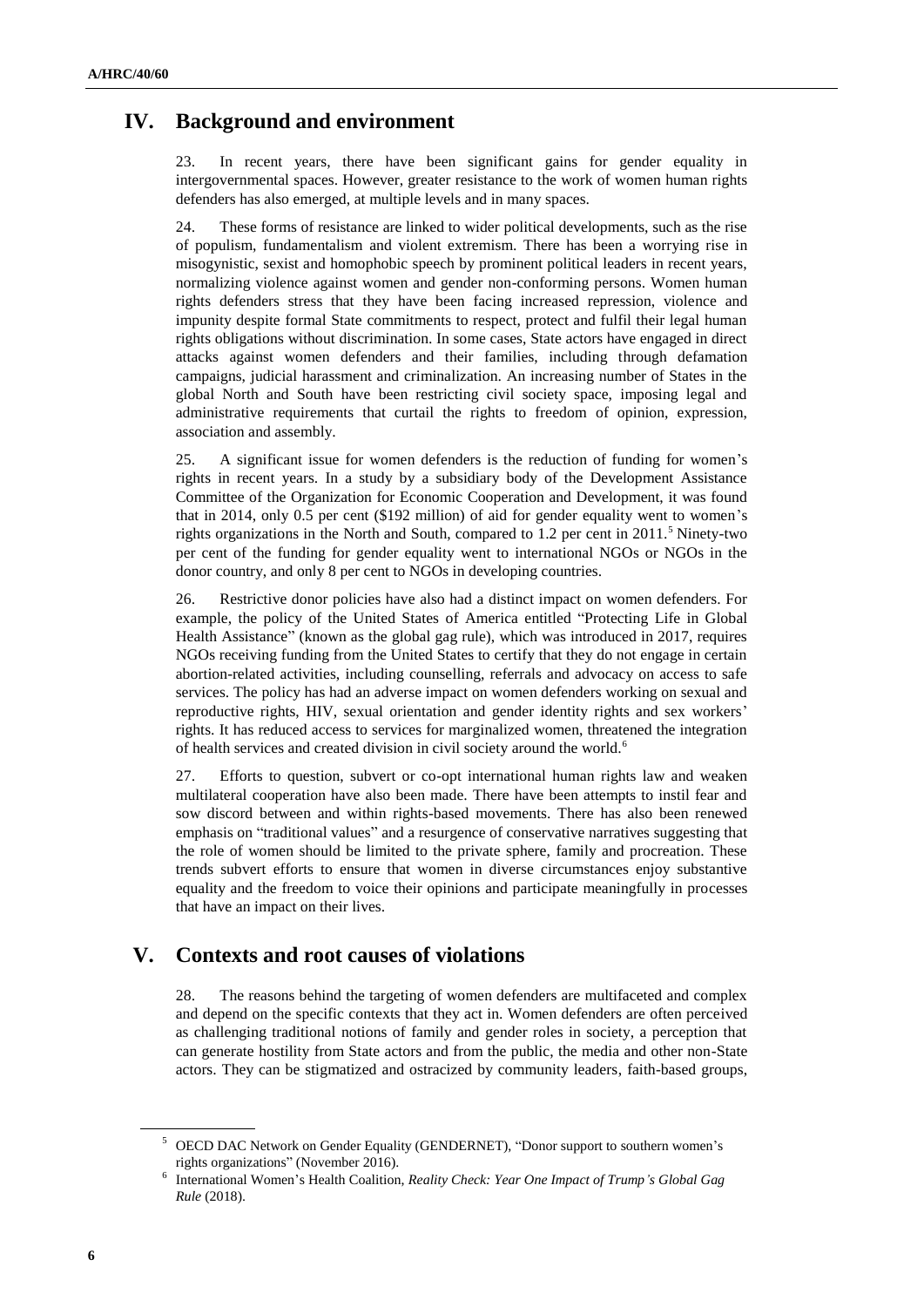## IV. Background and environment

23. In recent years, there have been significant gains for gender equality in intergovernmental spaces. However, greater resistance to the work of women human rights defenders has also emerged, at multiple levels and in many spaces.

24. These forms of resistance are linked to wider political developments, such as the rise of populism, fundamentalism and violent extremism. There has been a worrying rise in misogynistic, sexist and homophobic speech by prominent political leaders in recent years, normalizing violence against women and gender non-conforming persons. Women human rights defenders stress that they have been facing increased repression, violence and impunity despite formal State commitments to respect, protect and fulfil their legal human rights obligations without discrimination. In some cases, State actors have engaged in direct attacks against women defenders and their families, including through defamation campaigns, judicial harassment and criminalization. An increasing number of States in the global North and South have been restricting civil society space, imposing legal and administrative requirements that curtail the rights to freedom of opinion, expression, association and assembly.

25. A significant issue for women defenders is the reduction of funding for women's rights in recent years. In a study by a subsidiary body of the Development Assistance Committee of the Organization for Economic Cooperation and Development, it was found that in 2014, only 0.5 per cent ($192 million) of aid for gender equality went to women's rights organizations in the North and South, compared to 1.2 per cent in 2011.[5] Ninety-two per cent of the funding for gender equality went to international NGOs or NGOs in the donor country, and only 8 per cent to NGOs in developing countries.

26. Restrictive donor policies have also had a distinct impact on women defenders. For example, the policy of the United States of America entitled "Protecting Life in Global Health Assistance" (known as the global gag rule), which was introduced in 2017, requires NGOs receiving funding from the United States to certify that they do not engage in certain abortion-related activities, including counselling, referrals and advocacy on access to safe services. The policy has had an adverse impact on women defenders working on sexual and reproductive rights, HIV, sexual orientation and gender identity rights and sex workers' rights. It has reduced access to services for marginalized women, threatened the integration of health services and created division in civil society around the world.[6]

27. Efforts to question, subvert or co-opt international human rights law and weaken multilateral cooperation have also been made. There have been attempts to instil fear and sow discord between and within rights-based movements. There has also been renewed emphasis on "traditional values" and a resurgence of conservative narratives suggesting that the role of women should be limited to the private sphere, family and procreation. These trends subvert efforts to ensure that women in diverse circumstances enjoy substantive equality and the freedom to voice their opinions and participate meaningfully in processes that have an impact on their lives.

## V. Contexts and root causes of violations

28. The reasons behind the targeting of women defenders are multifaceted and complex and depend on the specific contexts that they act in. Women defenders are often perceived as challenging traditional notions of family and gender roles in society, a perception that can generate hostility from State actors and from the public, the media and other non-State actors. They can be stigmatized and ostracized by community leaders, faith-based groups,

---

[5] OECD DAC Network on Gender Equality (GENDERNET), "Donor support to southern women's rights organizations" (November 2016).

[6] International Women's Health Coalition, *Reality Check: Year One Impact of Trump's Global Gag Rule* (2018).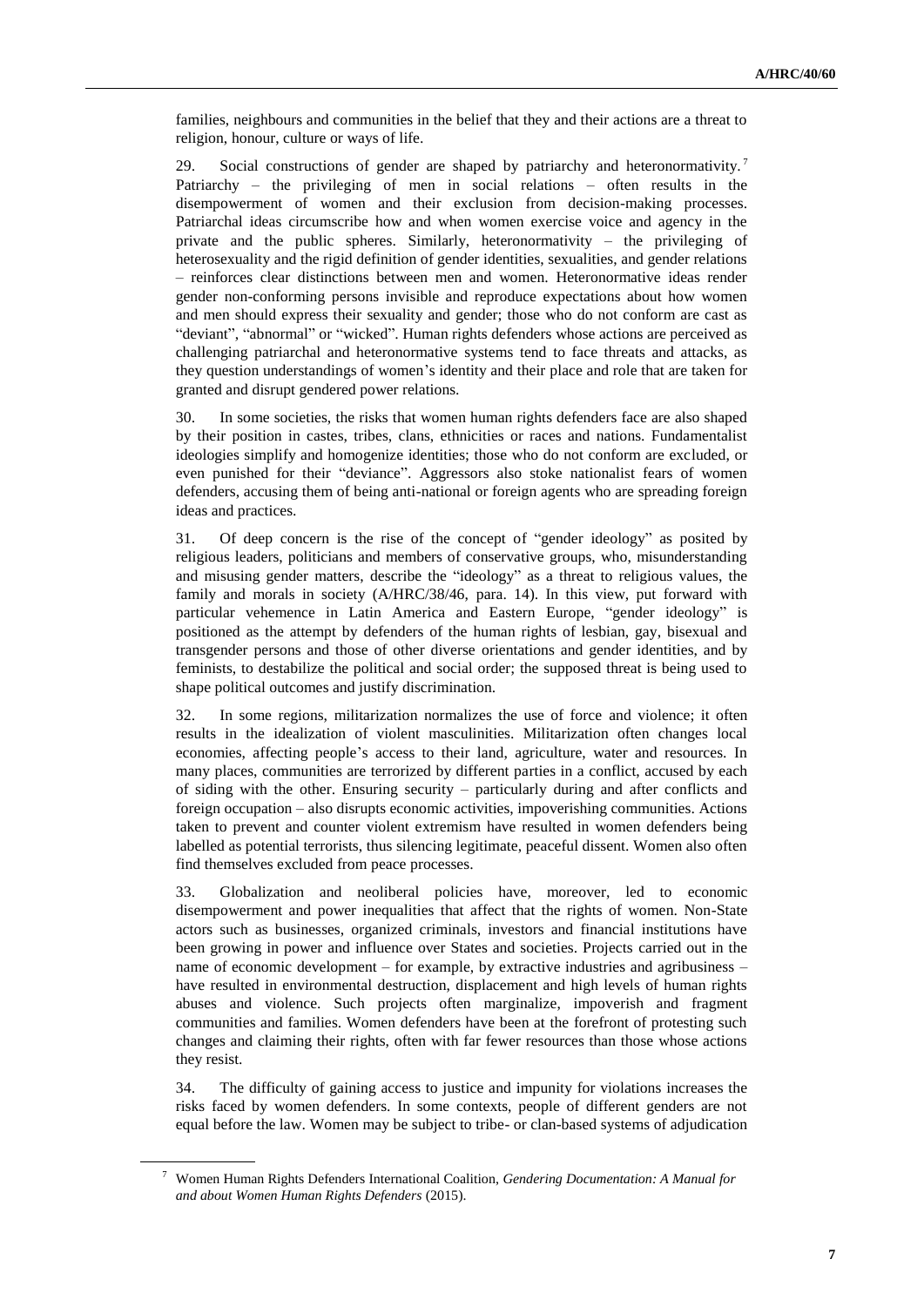families, neighbours and communities in the belief that they and their actions are a threat to religion, honour, culture or ways of life.

29. Social constructions of gender are shaped by patriarchy and heteronormativity.[7] Patriarchy – the privileging of men in social relations – often results in the disempowerment of women and their exclusion from decision-making processes. Patriarchal ideas circumscribe how and when women exercise voice and agency in the private and the public spheres. Similarly, heteronormativity – the privileging of heterosexuality and the rigid definition of gender identities, sexualities, and gender relations – reinforces clear distinctions between men and women. Heteronormative ideas render gender non-conforming persons invisible and reproduce expectations about how women and men should express their sexuality and gender; those who do not conform are cast as "deviant", "abnormal" or "wicked". Human rights defenders whose actions are perceived as challenging patriarchal and heteronormative systems tend to face threats and attacks, as they question understandings of women's identity and their place and role that are taken for granted and disrupt gendered power relations.

30. In some societies, the risks that women human rights defenders face are also shaped by their position in castes, tribes, clans, ethnicities or races and nations. Fundamentalist ideologies simplify and homogenize identities; those who do not conform are excluded, or even punished for their "deviance". Aggressors also stoke nationalist fears of women defenders, accusing them of being anti-national or foreign agents who are spreading foreign ideas and practices.

31. Of deep concern is the rise of the concept of "gender ideology" as posited by religious leaders, politicians and members of conservative groups, who, misunderstanding and misusing gender matters, describe the "ideology" as a threat to religious values, the family and morals in society (A/HRC/38/46, para. 14). In this view, put forward with particular vehemence in Latin America and Eastern Europe, "gender ideology" is positioned as the attempt by defenders of the human rights of lesbian, gay, bisexual and transgender persons and those of other diverse orientations and gender identities, and by feminists, to destabilize the political and social order; the supposed threat is being used to shape political outcomes and justify discrimination.

32. In some regions, militarization normalizes the use of force and violence; it often results in the idealization of violent masculinities. Militarization often changes local economies, affecting people's access to their land, agriculture, water and resources. In many places, communities are terrorized by different parties in a conflict, accused by each of siding with the other. Ensuring security – particularly during and after conflicts and foreign occupation – also disrupts economic activities, impoverishing communities. Actions taken to prevent and counter violent extremism have resulted in women defenders being labelled as potential terrorists, thus silencing legitimate, peaceful dissent. Women also often find themselves excluded from peace processes.

33. Globalization and neoliberal policies have, moreover, led to economic disempowerment and power inequalities that affect that the rights of women. Non-State actors such as businesses, organized criminals, investors and financial institutions have been growing in power and influence over States and societies. Projects carried out in the name of economic development – for example, by extractive industries and agribusiness – have resulted in environmental destruction, displacement and high levels of human rights abuses and violence. Such projects often marginalize, impoverish and fragment communities and families. Women defenders have been at the forefront of protesting such changes and claiming their rights, often with far fewer resources than those whose actions they resist.

34. The difficulty of gaining access to justice and impunity for violations increases the risks faced by women defenders. In some contexts, people of different genders are not equal before the law. Women may be subject to tribe- or clan-based systems of adjudication

[7] Women Human Rights Defenders International Coalition, *Gendering Documentation: A Manual for and about Women Human Rights Defenders* (2015).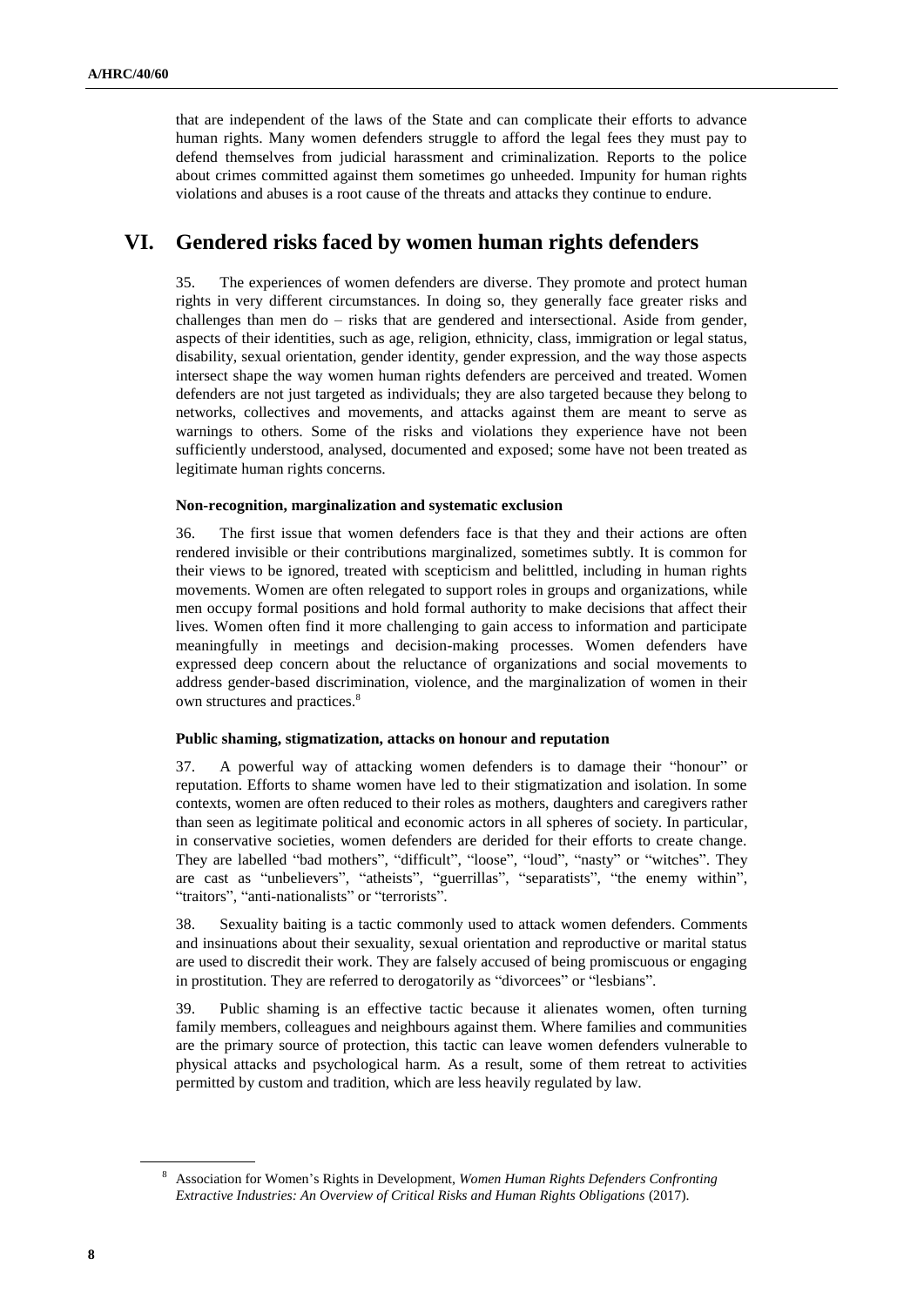that are independent of the laws of the State and can complicate their efforts to advance human rights. Many women defenders struggle to afford the legal fees they must pay to defend themselves from judicial harassment and criminalization. Reports to the police about crimes committed against them sometimes go unheeded. Impunity for human rights violations and abuses is a root cause of the threats and attacks they continue to endure.

# VI. Gendered risks faced by women human rights defenders

35. The experiences of women defenders are diverse. They promote and protect human rights in very different circumstances. In doing so, they generally face greater risks and challenges than men do – risks that are gendered and intersectional. Aside from gender, aspects of their identities, such as age, religion, ethnicity, class, immigration or legal status, disability, sexual orientation, gender identity, gender expression, and the way those aspects intersect shape the way women human rights defenders are perceived and treated. Women defenders are not just targeted as individuals; they are also targeted because they belong to networks, collectives and movements, and attacks against them are meant to serve as warnings to others. Some of the risks and violations they experience have not been sufficiently understood, analysed, documented and exposed; some have not been treated as legitimate human rights concerns.

### Non-recognition, marginalization and systematic exclusion

36. The first issue that women defenders face is that they and their actions are often rendered invisible or their contributions marginalized, sometimes subtly. It is common for their views to be ignored, treated with scepticism and belittled, including in human rights movements. Women are often relegated to support roles in groups and organizations, while men occupy formal positions and hold formal authority to make decisions that affect their lives. Women often find it more challenging to gain access to information and participate meaningfully in meetings and decision-making processes. Women defenders have expressed deep concern about the reluctance of organizations and social movements to address gender-based discrimination, violence, and the marginalization of women in their own structures and practices.[8]

### Public shaming, stigmatization, attacks on honour and reputation

37. A powerful way of attacking women defenders is to damage their "honour" or reputation. Efforts to shame women have led to their stigmatization and isolation. In some contexts, women are often reduced to their roles as mothers, daughters and caregivers rather than seen as legitimate political and economic actors in all spheres of society. In particular, in conservative societies, women defenders are derided for their efforts to create change. They are labelled "bad mothers", "difficult", "loose", "loud", "nasty" or "witches". They are cast as "unbelievers", "atheists", "guerrillas", "separatists", "the enemy within", "traitors", "anti-nationalists" or "terrorists".

38. Sexuality baiting is a tactic commonly used to attack women defenders. Comments and insinuations about their sexuality, sexual orientation and reproductive or marital status are used to discredit their work. They are falsely accused of being promiscuous or engaging in prostitution. They are referred to derogatorily as "divorcees" or "lesbians".

39. Public shaming is an effective tactic because it alienates women, often turning family members, colleagues and neighbours against them. Where families and communities are the primary source of protection, this tactic can leave women defenders vulnerable to physical attacks and psychological harm. As a result, some of them retreat to activities permitted by custom and tradition, which are less heavily regulated by law.

---

[8] Association for Women's Rights in Development, *Women Human Rights Defenders Confronting Extractive Industries: An Overview of Critical Risks and Human Rights Obligations* (2017).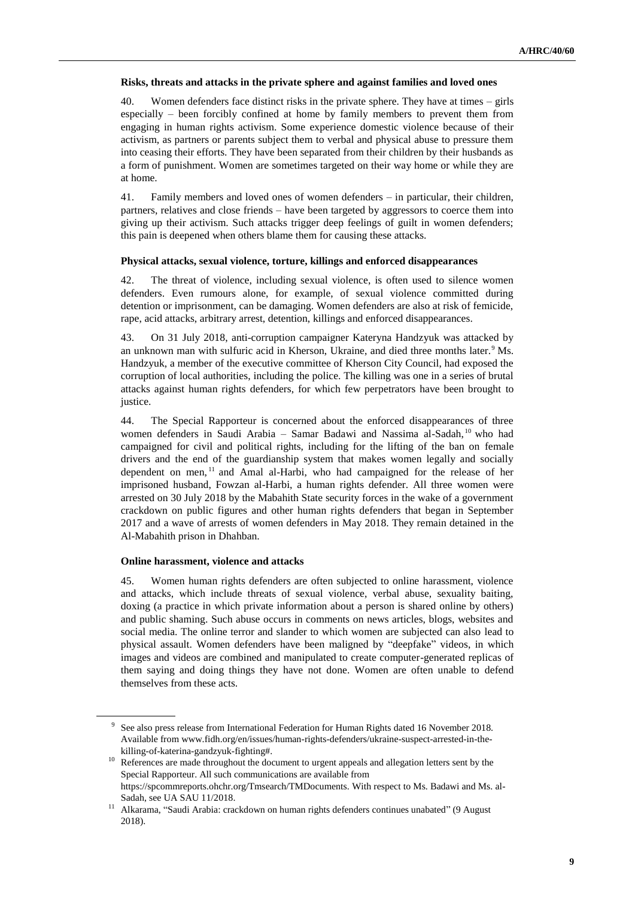**Risks, threats and attacks in the private sphere and against families and loved ones**

40. Women defenders face distinct risks in the private sphere. They have at times – girls especially – been forcibly confined at home by family members to prevent them from engaging in human rights activism. Some experience domestic violence because of their activism, as partners or parents subject them to verbal and physical abuse to pressure them into ceasing their efforts. They have been separated from their children by their husbands as a form of punishment. Women are sometimes targeted on their way home or while they are at home.

41. Family members and loved ones of women defenders – in particular, their children, partners, relatives and close friends – have been targeted by aggressors to coerce them into giving up their activism. Such attacks trigger deep feelings of guilt in women defenders; this pain is deepened when others blame them for causing these attacks.

**Physical attacks, sexual violence, torture, killings and enforced disappearances**

42. The threat of violence, including sexual violence, is often used to silence women defenders. Even rumours alone, for example, of sexual violence committed during detention or imprisonment, can be damaging. Women defenders are also at risk of femicide, rape, acid attacks, arbitrary arrest, detention, killings and enforced disappearances.

43. On 31 July 2018, anti-corruption campaigner Kateryna Handzyuk was attacked by an unknown man with sulfuric acid in Kherson, Ukraine, and died three months later.[9] Ms. Handzyuk, a member of the executive committee of Kherson City Council, had exposed the corruption of local authorities, including the police. The killing was one in a series of brutal attacks against human rights defenders, for which few perpetrators have been brought to justice.

44. The Special Rapporteur is concerned about the enforced disappearances of three women defenders in Saudi Arabia – Samar Badawi and Nassima al-Sadah,[10] who had campaigned for civil and political rights, including for the lifting of the ban on female drivers and the end of the guardianship system that makes women legally and socially dependent on men,[11] and Amal al-Harbi, who had campaigned for the release of her imprisoned husband, Fowzan al-Harbi, a human rights defender. All three women were arrested on 30 July 2018 by the Mabahith State security forces in the wake of a government crackdown on public figures and other human rights defenders that began in September 2017 and a wave of arrests of women defenders in May 2018. They remain detained in the Al-Mabahith prison in Dhahban.

**Online harassment, violence and attacks**

45. Women human rights defenders are often subjected to online harassment, violence and attacks, which include threats of sexual violence, verbal abuse, sexuality baiting, doxing (a practice in which private information about a person is shared online by others) and public shaming. Such abuse occurs in comments on news articles, blogs, websites and social media. The online terror and slander to which women are subjected can also lead to physical assault. Women defenders have been maligned by "deepfake" videos, in which images and videos are combined and manipulated to create computer-generated replicas of them saying and doing things they have not done. Women are often unable to defend themselves from these acts.

---

[9] See also press release from International Federation for Human Rights dated 16 November 2018. Available from www.fidh.org/en/issues/human-rights-defenders/ukraine-suspect-arrested-in-the-killing-of-katerina-gandzyuk-fighting#.

[10] References are made throughout the document to urgent appeals and allegation letters sent by the Special Rapporteur. All such communications are available from https://spcommreports.ohchr.org/Tmsearch/TMDocuments. With respect to Ms. Badawi and Ms. al-Sadah, see UA SAU 11/2018.

[11] Alkarama, "Saudi Arabia: crackdown on human rights defenders continues unabated" (9 August 2018).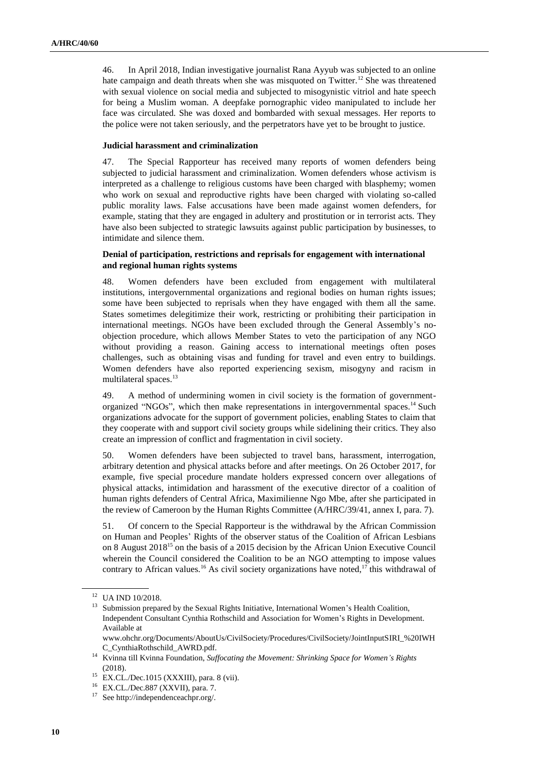46. In April 2018, Indian investigative journalist Rana Ayyub was subjected to an online hate campaign and death threats when she was misquoted on Twitter.[12] She was threatened with sexual violence on social media and subjected to misogynistic vitriol and hate speech for being a Muslim woman. A deepfake pornographic video manipulated to include her face was circulated. She was doxed and bombarded with sexual messages. Her reports to the police were not taken seriously, and the perpetrators have yet to be brought to justice.

**Judicial harassment and criminalization**

47. The Special Rapporteur has received many reports of women defenders being subjected to judicial harassment and criminalization. Women defenders whose activism is interpreted as a challenge to religious customs have been charged with blasphemy; women who work on sexual and reproductive rights have been charged with violating so-called public morality laws. False accusations have been made against women defenders, for example, stating that they are engaged in adultery and prostitution or in terrorist acts. They have also been subjected to strategic lawsuits against public participation by businesses, to intimidate and silence them.

**Denial of participation, restrictions and reprisals for engagement with international and regional human rights systems**

48. Women defenders have been excluded from engagement with multilateral institutions, intergovernmental organizations and regional bodies on human rights issues; some have been subjected to reprisals when they have engaged with them all the same. States sometimes delegitimize their work, restricting or prohibiting their participation in international meetings. NGOs have been excluded through the General Assembly's no-objection procedure, which allows Member States to veto the participation of any NGO without providing a reason. Gaining access to international meetings often poses challenges, such as obtaining visas and funding for travel and even entry to buildings. Women defenders have also reported experiencing sexism, misogyny and racism in multilateral spaces.[13]

49. A method of undermining women in civil society is the formation of government-organized "NGOs", which then make representations in intergovernmental spaces.[14] Such organizations advocate for the support of government policies, enabling States to claim that they cooperate with and support civil society groups while sidelining their critics. They also create an impression of conflict and fragmentation in civil society.

50. Women defenders have been subjected to travel bans, harassment, interrogation, arbitrary detention and physical attacks before and after meetings. On 26 October 2017, for example, five special procedure mandate holders expressed concern over allegations of physical attacks, intimidation and harassment of the executive director of a coalition of human rights defenders of Central Africa, Maximilienne Ngo Mbe, after she participated in the review of Cameroon by the Human Rights Committee (A/HRC/39/41, annex I, para. 7).

51. Of concern to the Special Rapporteur is the withdrawal by the African Commission on Human and Peoples' Rights of the observer status of the Coalition of African Lesbians on 8 August 2018[15] on the basis of a 2015 decision by the African Union Executive Council wherein the Council considered the Coalition to be an NGO attempting to impose values contrary to African values.[16] As civil society organizations have noted,[17] this withdrawal of

---

[12] UA IND 10/2018.

[13] Submission prepared by the Sexual Rights Initiative, International Women's Health Coalition, Independent Consultant Cynthia Rothschild and Association for Women's Rights in Development. Available at www.ohchr.org/Documents/AboutUs/CivilSociety/Procedures/CivilSociety/JointInputSIRI_%20IWHC_CynthiaRothschild_AWRD.pdf.

[14] Kvinna till Kvinna Foundation, *Suffocating the Movement: Shrinking Space for Women's Rights* (2018).

[15] EX.CL./Dec.1015 (XXXIII), para. 8 (vii).

[16] EX.CL./Dec.887 (XXVII), para. 7.

[17] See http://independenceachpr.org/.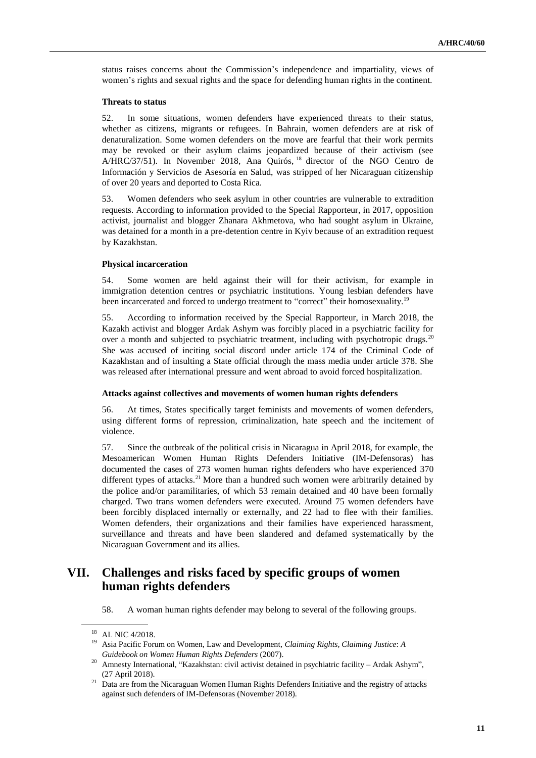status raises concerns about the Commission's independence and impartiality, views of women's rights and sexual rights and the space for defending human rights in the continent.

### Threats to status

52. In some situations, women defenders have experienced threats to their status, whether as citizens, migrants or refugees. In Bahrain, women defenders are at risk of denaturalization. Some women defenders on the move are fearful that their work permits may be revoked or their asylum claims jeopardized because of their activism (see A/HRC/37/51). In November 2018, Ana Quirós,[18] director of the NGO Centro de Información y Servicios de Asesoría en Salud, was stripped of her Nicaraguan citizenship of over 20 years and deported to Costa Rica.

53. Women defenders who seek asylum in other countries are vulnerable to extradition requests. According to information provided to the Special Rapporteur, in 2017, opposition activist, journalist and blogger Zhanara Akhmetova, who had sought asylum in Ukraine, was detained for a month in a pre-detention centre in Kyiv because of an extradition request by Kazakhstan.

### Physical incarceration

54. Some women are held against their will for their activism, for example in immigration detention centres or psychiatric institutions. Young lesbian defenders have been incarcerated and forced to undergo treatment to "correct" their homosexuality.[19]

55. According to information received by the Special Rapporteur, in March 2018, the Kazakh activist and blogger Ardak Ashym was forcibly placed in a psychiatric facility for over a month and subjected to psychiatric treatment, including with psychotropic drugs.[20] She was accused of inciting social discord under article 174 of the Criminal Code of Kazakhstan and of insulting a State official through the mass media under article 378. She was released after international pressure and went abroad to avoid forced hospitalization.

### Attacks against collectives and movements of women human rights defenders

56. At times, States specifically target feminists and movements of women defenders, using different forms of repression, criminalization, hate speech and the incitement of violence.

57. Since the outbreak of the political crisis in Nicaragua in April 2018, for example, the Mesoamerican Women Human Rights Defenders Initiative (IM-Defensoras) has documented the cases of 273 women human rights defenders who have experienced 370 different types of attacks.[21] More than a hundred such women were arbitrarily detained by the police and/or paramilitaries, of which 53 remain detained and 40 have been formally charged. Two trans women defenders were executed. Around 75 women defenders have been forcibly displaced internally or externally, and 22 had to flee with their families. Women defenders, their organizations and their families have experienced harassment, surveillance and threats and have been slandered and defamed systematically by the Nicaraguan Government and its allies.

## VII. Challenges and risks faced by specific groups of women human rights defenders

58. A woman human rights defender may belong to several of the following groups.

---

[18] AL NIC 4/2018.

[19] Asia Pacific Forum on Women, Law and Development, *Claiming Rights, Claiming Justice*: *A Guidebook on Women Human Rights Defenders* (2007).

[20] Amnesty International, "Kazakhstan: civil activist detained in psychiatric facility – Ardak Ashym", (27 April 2018).

[21] Data are from the Nicaraguan Women Human Rights Defenders Initiative and the registry of attacks against such defenders of IM-Defensoras (November 2018).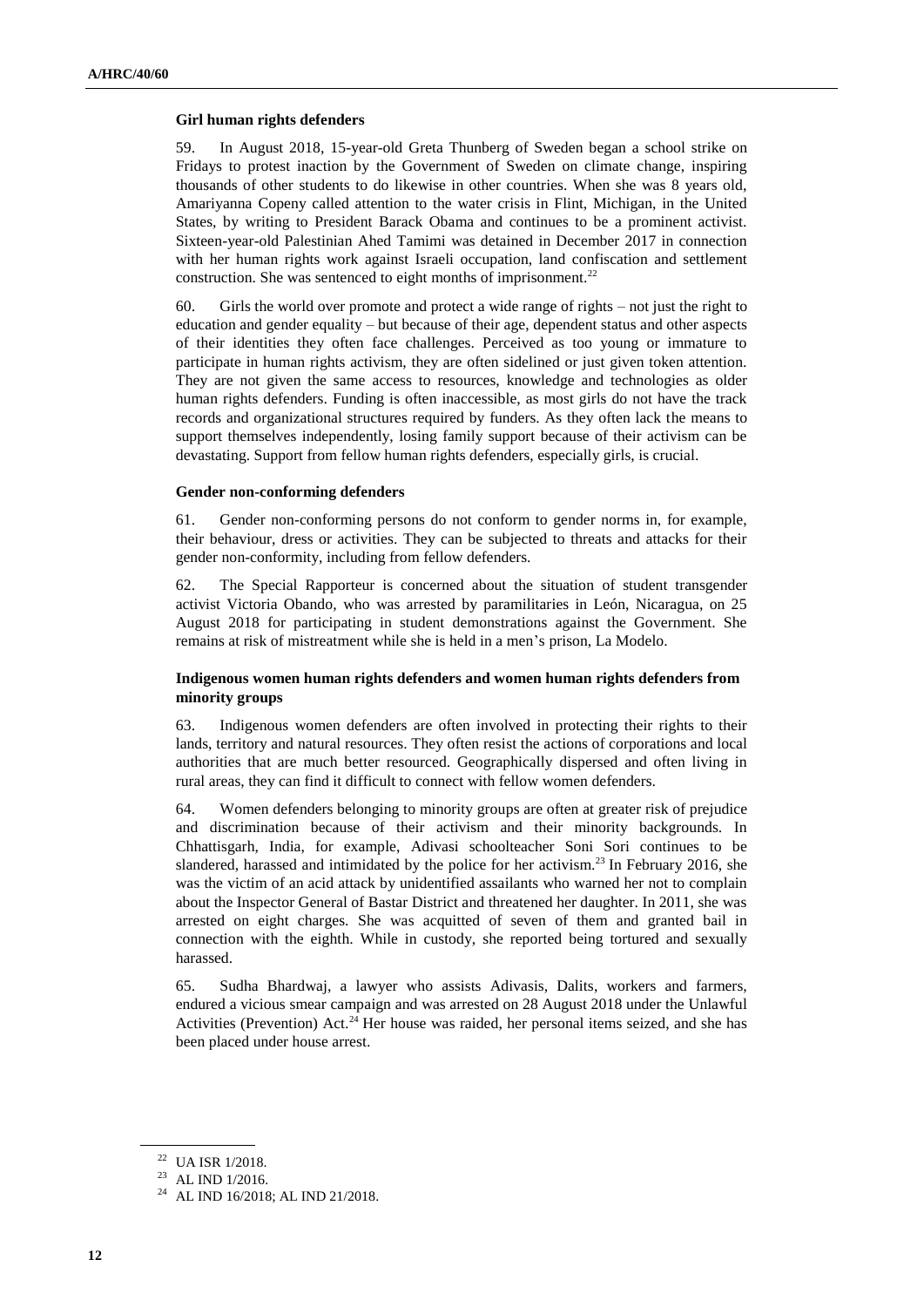**Girl human rights defenders**

59. In August 2018, 15-year-old Greta Thunberg of Sweden began a school strike on Fridays to protest inaction by the Government of Sweden on climate change, inspiring thousands of other students to do likewise in other countries. When she was 8 years old, Amariyanna Copeny called attention to the water crisis in Flint, Michigan, in the United States, by writing to President Barack Obama and continues to be a prominent activist. Sixteen-year-old Palestinian Ahed Tamimi was detained in December 2017 in connection with her human rights work against Israeli occupation, land confiscation and settlement construction. She was sentenced to eight months of imprisonment.[22]

60. Girls the world over promote and protect a wide range of rights – not just the right to education and gender equality – but because of their age, dependent status and other aspects of their identities they often face challenges. Perceived as too young or immature to participate in human rights activism, they are often sidelined or just given token attention. They are not given the same access to resources, knowledge and technologies as older human rights defenders. Funding is often inaccessible, as most girls do not have the track records and organizational structures required by funders. As they often lack the means to support themselves independently, losing family support because of their activism can be devastating. Support from fellow human rights defenders, especially girls, is crucial.

**Gender non-conforming defenders**

61. Gender non-conforming persons do not conform to gender norms in, for example, their behaviour, dress or activities. They can be subjected to threats and attacks for their gender non-conformity, including from fellow defenders.

62. The Special Rapporteur is concerned about the situation of student transgender activist Victoria Obando, who was arrested by paramilitaries in León, Nicaragua, on 25 August 2018 for participating in student demonstrations against the Government. She remains at risk of mistreatment while she is held in a men's prison, La Modelo.

**Indigenous women human rights defenders and women human rights defenders from minority groups**

63. Indigenous women defenders are often involved in protecting their rights to their lands, territory and natural resources. They often resist the actions of corporations and local authorities that are much better resourced. Geographically dispersed and often living in rural areas, they can find it difficult to connect with fellow women defenders.

64. Women defenders belonging to minority groups are often at greater risk of prejudice and discrimination because of their activism and their minority backgrounds. In Chhattisgarh, India, for example, Adivasi schoolteacher Soni Sori continues to be slandered, harassed and intimidated by the police for her activism.[23] In February 2016, she was the victim of an acid attack by unidentified assailants who warned her not to complain about the Inspector General of Bastar District and threatened her daughter. In 2011, she was arrested on eight charges. She was acquitted of seven of them and granted bail in connection with the eighth. While in custody, she reported being tortured and sexually harassed.

65. Sudha Bhardwaj, a lawyer who assists Adivasis, Dalits, workers and farmers, endured a vicious smear campaign and was arrested on 28 August 2018 under the Unlawful Activities (Prevention) Act.[24] Her house was raided, her personal items seized, and she has been placed under house arrest.

---

[22] UA ISR 1/2018.

[23] AL IND 1/2016.

[24] AL IND 16/2018; AL IND 21/2018.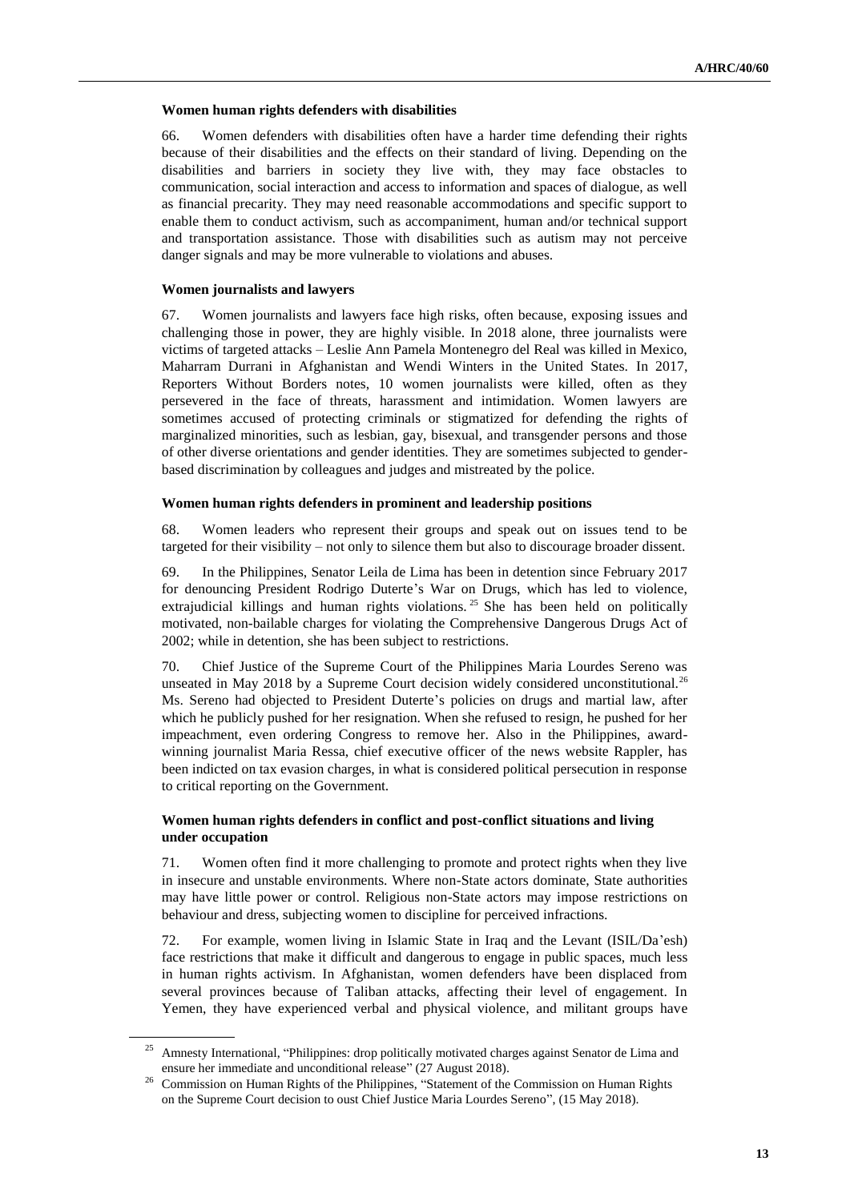### Women human rights defenders with disabilities

66. Women defenders with disabilities often have a harder time defending their rights because of their disabilities and the effects on their standard of living. Depending on the disabilities and barriers in society they live with, they may face obstacles to communication, social interaction and access to information and spaces of dialogue, as well as financial precarity. They may need reasonable accommodations and specific support to enable them to conduct activism, such as accompaniment, human and/or technical support and transportation assistance. Those with disabilities such as autism may not perceive danger signals and may be more vulnerable to violations and abuses.

### Women journalists and lawyers

67. Women journalists and lawyers face high risks, often because, exposing issues and challenging those in power, they are highly visible. In 2018 alone, three journalists were victims of targeted attacks – Leslie Ann Pamela Montenegro del Real was killed in Mexico, Maharram Durrani in Afghanistan and Wendi Winters in the United States. In 2017, Reporters Without Borders notes, 10 women journalists were killed, often as they persevered in the face of threats, harassment and intimidation. Women lawyers are sometimes accused of protecting criminals or stigmatized for defending the rights of marginalized minorities, such as lesbian, gay, bisexual, and transgender persons and those of other diverse orientations and gender identities. They are sometimes subjected to gender-based discrimination by colleagues and judges and mistreated by the police.

### Women human rights defenders in prominent and leadership positions

68. Women leaders who represent their groups and speak out on issues tend to be targeted for their visibility – not only to silence them but also to discourage broader dissent.

69. In the Philippines, Senator Leila de Lima has been in detention since February 2017 for denouncing President Rodrigo Duterte's War on Drugs, which has led to violence, extrajudicial killings and human rights violations.[25] She has been held on politically motivated, non-bailable charges for violating the Comprehensive Dangerous Drugs Act of 2002; while in detention, she has been subject to restrictions.

70. Chief Justice of the Supreme Court of the Philippines Maria Lourdes Sereno was unseated in May 2018 by a Supreme Court decision widely considered unconstitutional.[26] Ms. Sereno had objected to President Duterte's policies on drugs and martial law, after which he publicly pushed for her resignation. When she refused to resign, he pushed for her impeachment, even ordering Congress to remove her. Also in the Philippines, award-winning journalist Maria Ressa, chief executive officer of the news website Rappler, has been indicted on tax evasion charges, in what is considered political persecution in response to critical reporting on the Government.

### Women human rights defenders in conflict and post-conflict situations and living under occupation

71. Women often find it more challenging to promote and protect rights when they live in insecure and unstable environments. Where non-State actors dominate, State authorities may have little power or control. Religious non-State actors may impose restrictions on behaviour and dress, subjecting women to discipline for perceived infractions.

72. For example, women living in Islamic State in Iraq and the Levant (ISIL/Da'esh) face restrictions that make it difficult and dangerous to engage in public spaces, much less in human rights activism. In Afghanistan, women defenders have been displaced from several provinces because of Taliban attacks, affecting their level of engagement. In Yemen, they have experienced verbal and physical violence, and militant groups have

---

[25] Amnesty International, "Philippines: drop politically motivated charges against Senator de Lima and ensure her immediate and unconditional release" (27 August 2018).

[26] Commission on Human Rights of the Philippines, "Statement of the Commission on Human Rights on the Supreme Court decision to oust Chief Justice Maria Lourdes Sereno", (15 May 2018).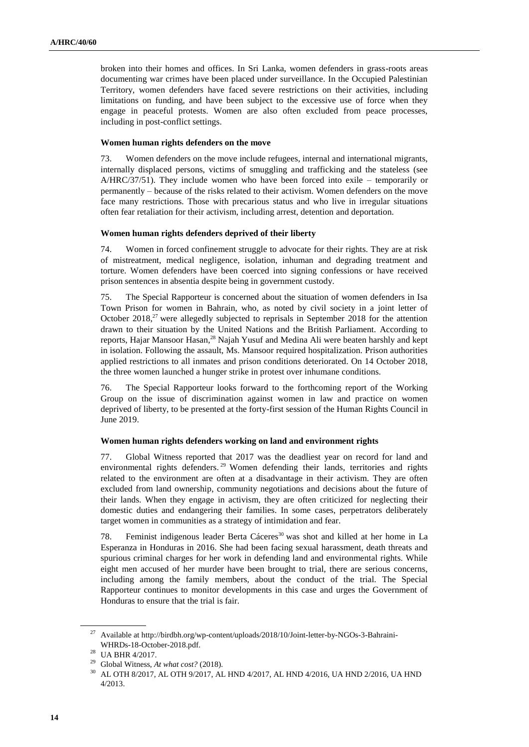broken into their homes and offices. In Sri Lanka, women defenders in grass-roots areas documenting war crimes have been placed under surveillance. In the Occupied Palestinian Territory, women defenders have faced severe restrictions on their activities, including limitations on funding, and have been subject to the excessive use of force when they engage in peaceful protests. Women are also often excluded from peace processes, including in post-conflict settings.

**Women human rights defenders on the move**

73. Women defenders on the move include refugees, internal and international migrants, internally displaced persons, victims of smuggling and trafficking and the stateless (see A/HRC/37/51). They include women who have been forced into exile – temporarily or permanently – because of the risks related to their activism. Women defenders on the move face many restrictions. Those with precarious status and who live in irregular situations often fear retaliation for their activism, including arrest, detention and deportation.

**Women human rights defenders deprived of their liberty**

74. Women in forced confinement struggle to advocate for their rights. They are at risk of mistreatment, medical negligence, isolation, inhuman and degrading treatment and torture. Women defenders have been coerced into signing confessions or have received prison sentences in absentia despite being in government custody.

75. The Special Rapporteur is concerned about the situation of women defenders in Isa Town Prison for women in Bahrain, who, as noted by civil society in a joint letter of October 2018,[27] were allegedly subjected to reprisals in September 2018 for the attention drawn to their situation by the United Nations and the British Parliament. According to reports, Hajar Mansoor Hasan,[28] Najah Yusuf and Medina Ali were beaten harshly and kept in isolation. Following the assault, Ms. Mansoor required hospitalization. Prison authorities applied restrictions to all inmates and prison conditions deteriorated. On 14 October 2018, the three women launched a hunger strike in protest over inhumane conditions.

76. The Special Rapporteur looks forward to the forthcoming report of the Working Group on the issue of discrimination against women in law and practice on women deprived of liberty, to be presented at the forty-first session of the Human Rights Council in June 2019.

**Women human rights defenders working on land and environment rights**

77. Global Witness reported that 2017 was the deadliest year on record for land and environmental rights defenders.[29] Women defending their lands, territories and rights related to the environment are often at a disadvantage in their activism. They are often excluded from land ownership, community negotiations and decisions about the future of their lands. When they engage in activism, they are often criticized for neglecting their domestic duties and endangering their families. In some cases, perpetrators deliberately target women in communities as a strategy of intimidation and fear.

78. Feminist indigenous leader Berta Cáceres[30] was shot and killed at her home in La Esperanza in Honduras in 2016. She had been facing sexual harassment, death threats and spurious criminal charges for her work in defending land and environmental rights. While eight men accused of her murder have been brought to trial, there are serious concerns, including among the family members, about the conduct of the trial. The Special Rapporteur continues to monitor developments in this case and urges the Government of Honduras to ensure that the trial is fair.

---

[27] Available at http://birdbh.org/wp-content/uploads/2018/10/Joint-letter-by-NGOs-3-Bahraini-WHRDs-18-October-2018.pdf.

[28] UA BHR 4/2017.

[29] Global Witness, *At what cost?* (2018).

[30] AL OTH 8/2017, AL OTH 9/2017, AL HND 4/2017, AL HND 4/2016, UA HND 2/2016, UA HND 4/2013.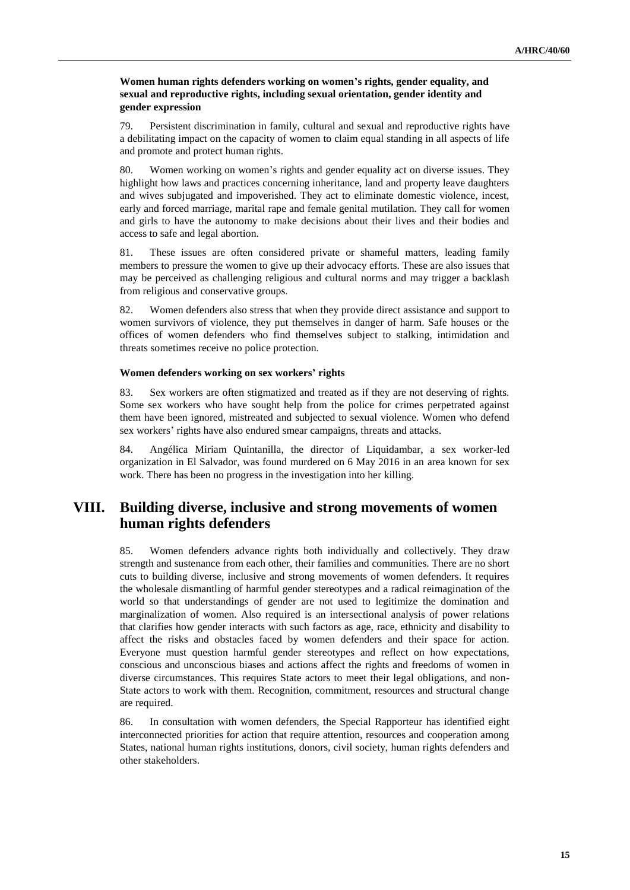**Women human rights defenders working on women's rights, gender equality, and sexual and reproductive rights, including sexual orientation, gender identity and gender expression**

79. Persistent discrimination in family, cultural and sexual and reproductive rights have a debilitating impact on the capacity of women to claim equal standing in all aspects of life and promote and protect human rights.

80. Women working on women's rights and gender equality act on diverse issues. They highlight how laws and practices concerning inheritance, land and property leave daughters and wives subjugated and impoverished. They act to eliminate domestic violence, incest, early and forced marriage, marital rape and female genital mutilation. They call for women and girls to have the autonomy to make decisions about their lives and their bodies and access to safe and legal abortion.

81. These issues are often considered private or shameful matters, leading family members to pressure the women to give up their advocacy efforts. These are also issues that may be perceived as challenging religious and cultural norms and may trigger a backlash from religious and conservative groups.

82. Women defenders also stress that when they provide direct assistance and support to women survivors of violence, they put themselves in danger of harm. Safe houses or the offices of women defenders who find themselves subject to stalking, intimidation and threats sometimes receive no police protection.

**Women defenders working on sex workers' rights**

83. Sex workers are often stigmatized and treated as if they are not deserving of rights. Some sex workers who have sought help from the police for crimes perpetrated against them have been ignored, mistreated and subjected to sexual violence. Women who defend sex workers' rights have also endured smear campaigns, threats and attacks.

84. Angélica Miriam Quintanilla, the director of Liquidambar, a sex worker-led organization in El Salvador, was found murdered on 6 May 2016 in an area known for sex work. There has been no progress in the investigation into her killing.

## VIII. Building diverse, inclusive and strong movements of women human rights defenders

85. Women defenders advance rights both individually and collectively. They draw strength and sustenance from each other, their families and communities. There are no short cuts to building diverse, inclusive and strong movements of women defenders. It requires the wholesale dismantling of harmful gender stereotypes and a radical reimagination of the world so that understandings of gender are not used to legitimize the domination and marginalization of women. Also required is an intersectional analysis of power relations that clarifies how gender interacts with such factors as age, race, ethnicity and disability to affect the risks and obstacles faced by women defenders and their space for action. Everyone must question harmful gender stereotypes and reflect on how expectations, conscious and unconscious biases and actions affect the rights and freedoms of women in diverse circumstances. This requires State actors to meet their legal obligations, and non-State actors to work with them. Recognition, commitment, resources and structural change are required.

86. In consultation with women defenders, the Special Rapporteur has identified eight interconnected priorities for action that require attention, resources and cooperation among States, national human rights institutions, donors, civil society, human rights defenders and other stakeholders.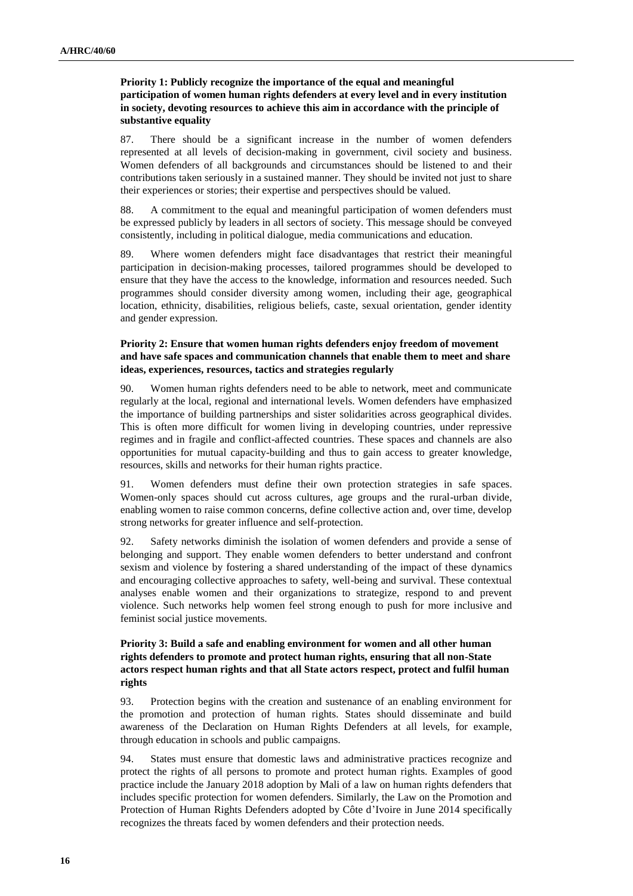**Priority 1: Publicly recognize the importance of the equal and meaningful participation of women human rights defenders at every level and in every institution in society, devoting resources to achieve this aim in accordance with the principle of substantive equality**

87. There should be a significant increase in the number of women defenders represented at all levels of decision-making in government, civil society and business. Women defenders of all backgrounds and circumstances should be listened to and their contributions taken seriously in a sustained manner. They should be invited not just to share their experiences or stories; their expertise and perspectives should be valued.

88. A commitment to the equal and meaningful participation of women defenders must be expressed publicly by leaders in all sectors of society. This message should be conveyed consistently, including in political dialogue, media communications and education.

89. Where women defenders might face disadvantages that restrict their meaningful participation in decision-making processes, tailored programmes should be developed to ensure that they have the access to the knowledge, information and resources needed. Such programmes should consider diversity among women, including their age, geographical location, ethnicity, disabilities, religious beliefs, caste, sexual orientation, gender identity and gender expression.

**Priority 2: Ensure that women human rights defenders enjoy freedom of movement and have safe spaces and communication channels that enable them to meet and share ideas, experiences, resources, tactics and strategies regularly**

90. Women human rights defenders need to be able to network, meet and communicate regularly at the local, regional and international levels. Women defenders have emphasized the importance of building partnerships and sister solidarities across geographical divides. This is often more difficult for women living in developing countries, under repressive regimes and in fragile and conflict-affected countries. These spaces and channels are also opportunities for mutual capacity-building and thus to gain access to greater knowledge, resources, skills and networks for their human rights practice.

91. Women defenders must define their own protection strategies in safe spaces. Women-only spaces should cut across cultures, age groups and the rural-urban divide, enabling women to raise common concerns, define collective action and, over time, develop strong networks for greater influence and self-protection.

92. Safety networks diminish the isolation of women defenders and provide a sense of belonging and support. They enable women defenders to better understand and confront sexism and violence by fostering a shared understanding of the impact of these dynamics and encouraging collective approaches to safety, well-being and survival. These contextual analyses enable women and their organizations to strategize, respond to and prevent violence. Such networks help women feel strong enough to push for more inclusive and feminist social justice movements.

**Priority 3: Build a safe and enabling environment for women and all other human rights defenders to promote and protect human rights, ensuring that all non-State actors respect human rights and that all State actors respect, protect and fulfil human rights**

93. Protection begins with the creation and sustenance of an enabling environment for the promotion and protection of human rights. States should disseminate and build awareness of the Declaration on Human Rights Defenders at all levels, for example, through education in schools and public campaigns.

94. States must ensure that domestic laws and administrative practices recognize and protect the rights of all persons to promote and protect human rights. Examples of good practice include the January 2018 adoption by Mali of a law on human rights defenders that includes specific protection for women defenders. Similarly, the Law on the Promotion and Protection of Human Rights Defenders adopted by Côte d'Ivoire in June 2014 specifically recognizes the threats faced by women defenders and their protection needs.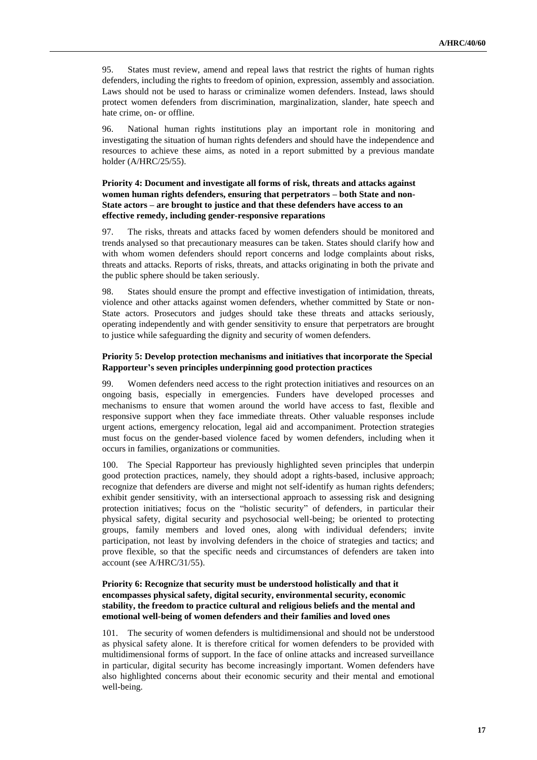95. States must review, amend and repeal laws that restrict the rights of human rights defenders, including the rights to freedom of opinion, expression, assembly and association. Laws should not be used to harass or criminalize women defenders. Instead, laws should protect women defenders from discrimination, marginalization, slander, hate speech and hate crime, on- or offline.

96. National human rights institutions play an important role in monitoring and investigating the situation of human rights defenders and should have the independence and resources to achieve these aims, as noted in a report submitted by a previous mandate holder (A/HRC/25/55).

**Priority 4: Document and investigate all forms of risk, threats and attacks against women human rights defenders, ensuring that perpetrators – both State and non-State actors – are brought to justice and that these defenders have access to an effective remedy, including gender-responsive reparations**

97. The risks, threats and attacks faced by women defenders should be monitored and trends analysed so that precautionary measures can be taken. States should clarify how and with whom women defenders should report concerns and lodge complaints about risks, threats and attacks. Reports of risks, threats, and attacks originating in both the private and the public sphere should be taken seriously.

98. States should ensure the prompt and effective investigation of intimidation, threats, violence and other attacks against women defenders, whether committed by State or non-State actors. Prosecutors and judges should take these threats and attacks seriously, operating independently and with gender sensitivity to ensure that perpetrators are brought to justice while safeguarding the dignity and security of women defenders.

**Priority 5: Develop protection mechanisms and initiatives that incorporate the Special Rapporteur's seven principles underpinning good protection practices**

99. Women defenders need access to the right protection initiatives and resources on an ongoing basis, especially in emergencies. Funders have developed processes and mechanisms to ensure that women around the world have access to fast, flexible and responsive support when they face immediate threats. Other valuable responses include urgent actions, emergency relocation, legal aid and accompaniment. Protection strategies must focus on the gender-based violence faced by women defenders, including when it occurs in families, organizations or communities.

100. The Special Rapporteur has previously highlighted seven principles that underpin good protection practices, namely, they should adopt a rights-based, inclusive approach; recognize that defenders are diverse and might not self-identify as human rights defenders; exhibit gender sensitivity, with an intersectional approach to assessing risk and designing protection initiatives; focus on the "holistic security" of defenders, in particular their physical safety, digital security and psychosocial well-being; be oriented to protecting groups, family members and loved ones, along with individual defenders; invite participation, not least by involving defenders in the choice of strategies and tactics; and prove flexible, so that the specific needs and circumstances of defenders are taken into account (see A/HRC/31/55).

**Priority 6: Recognize that security must be understood holistically and that it encompasses physical safety, digital security, environmental security, economic stability, the freedom to practice cultural and religious beliefs and the mental and emotional well-being of women defenders and their families and loved ones**

101. The security of women defenders is multidimensional and should not be understood as physical safety alone. It is therefore critical for women defenders to be provided with multidimensional forms of support. In the face of online attacks and increased surveillance in particular, digital security has become increasingly important. Women defenders have also highlighted concerns about their economic security and their mental and emotional well-being.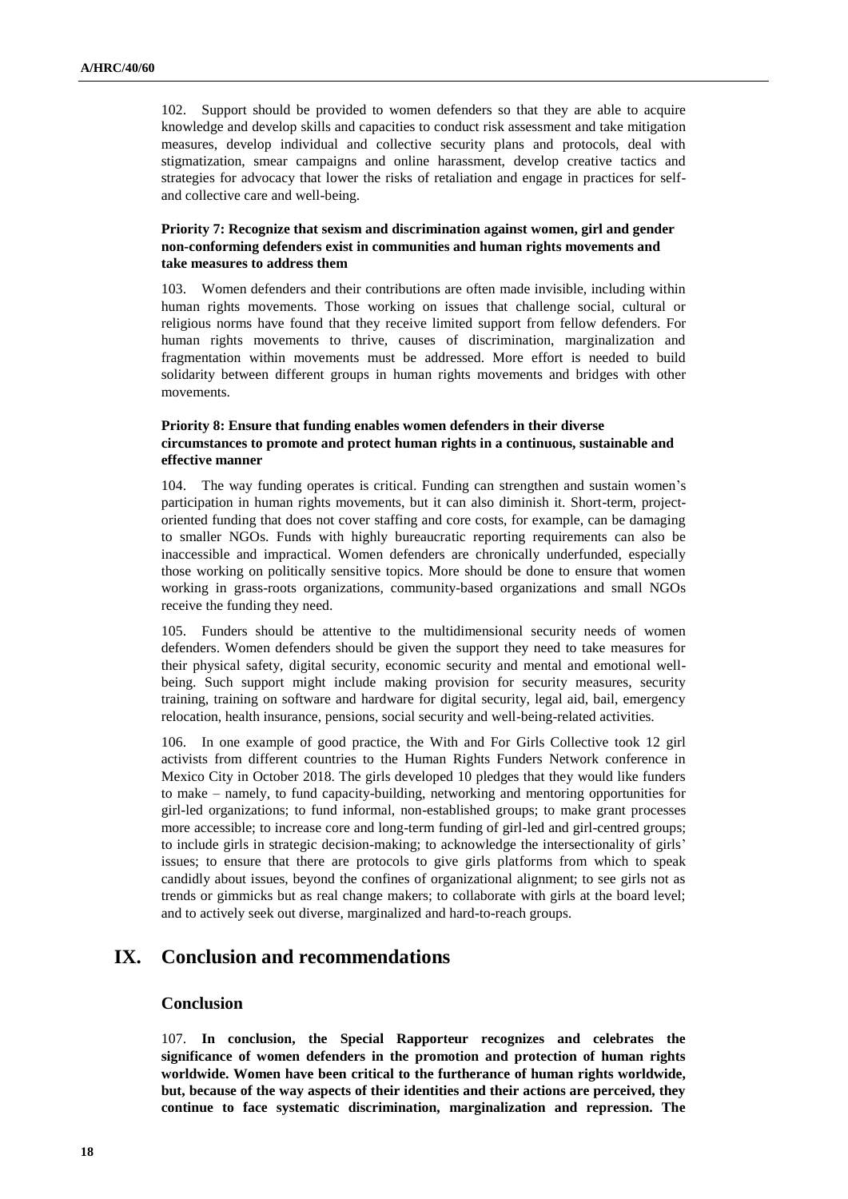102. Support should be provided to women defenders so that they are able to acquire knowledge and develop skills and capacities to conduct risk assessment and take mitigation measures, develop individual and collective security plans and protocols, deal with stigmatization, smear campaigns and online harassment, develop creative tactics and strategies for advocacy that lower the risks of retaliation and engage in practices for self- and collective care and well-being.

#### Priority 7: Recognize that sexism and discrimination against women, girl and gender non-conforming defenders exist in communities and human rights movements and take measures to address them

103. Women defenders and their contributions are often made invisible, including within human rights movements. Those working on issues that challenge social, cultural or religious norms have found that they receive limited support from fellow defenders. For human rights movements to thrive, causes of discrimination, marginalization and fragmentation within movements must be addressed. More effort is needed to build solidarity between different groups in human rights movements and bridges with other movements.

#### Priority 8: Ensure that funding enables women defenders in their diverse circumstances to promote and protect human rights in a continuous, sustainable and effective manner

104. The way funding operates is critical. Funding can strengthen and sustain women's participation in human rights movements, but it can also diminish it. Short-term, project-oriented funding that does not cover staffing and core costs, for example, can be damaging to smaller NGOs. Funds with highly bureaucratic reporting requirements can also be inaccessible and impractical. Women defenders are chronically underfunded, especially those working on politically sensitive topics. More should be done to ensure that women working in grass-roots organizations, community-based organizations and small NGOs receive the funding they need.

105. Funders should be attentive to the multidimensional security needs of women defenders. Women defenders should be given the support they need to take measures for their physical safety, digital security, economic security and mental and emotional well-being. Such support might include making provision for security measures, security training, training on software and hardware for digital security, legal aid, bail, emergency relocation, health insurance, pensions, social security and well-being-related activities.

106. In one example of good practice, the With and For Girls Collective took 12 girl activists from different countries to the Human Rights Funders Network conference in Mexico City in October 2018. The girls developed 10 pledges that they would like funders to make – namely, to fund capacity-building, networking and mentoring opportunities for girl-led organizations; to fund informal, non-established groups; to make grant processes more accessible; to increase core and long-term funding of girl-led and girl-centred groups; to include girls in strategic decision-making; to acknowledge the intersectionality of girls' issues; to ensure that there are protocols to give girls platforms from which to speak candidly about issues, beyond the confines of organizational alignment; to see girls not as trends or gimmicks but as real change makers; to collaborate with girls at the board level; and to actively seek out diverse, marginalized and hard-to-reach groups.

## IX. Conclusion and recommendations

### Conclusion

107. **In conclusion, the Special Rapporteur recognizes and celebrates the significance of women defenders in the promotion and protection of human rights worldwide. Women have been critical to the furtherance of human rights worldwide, but, because of the way aspects of their identities and their actions are perceived, they continue to face systematic discrimination, marginalization and repression. The**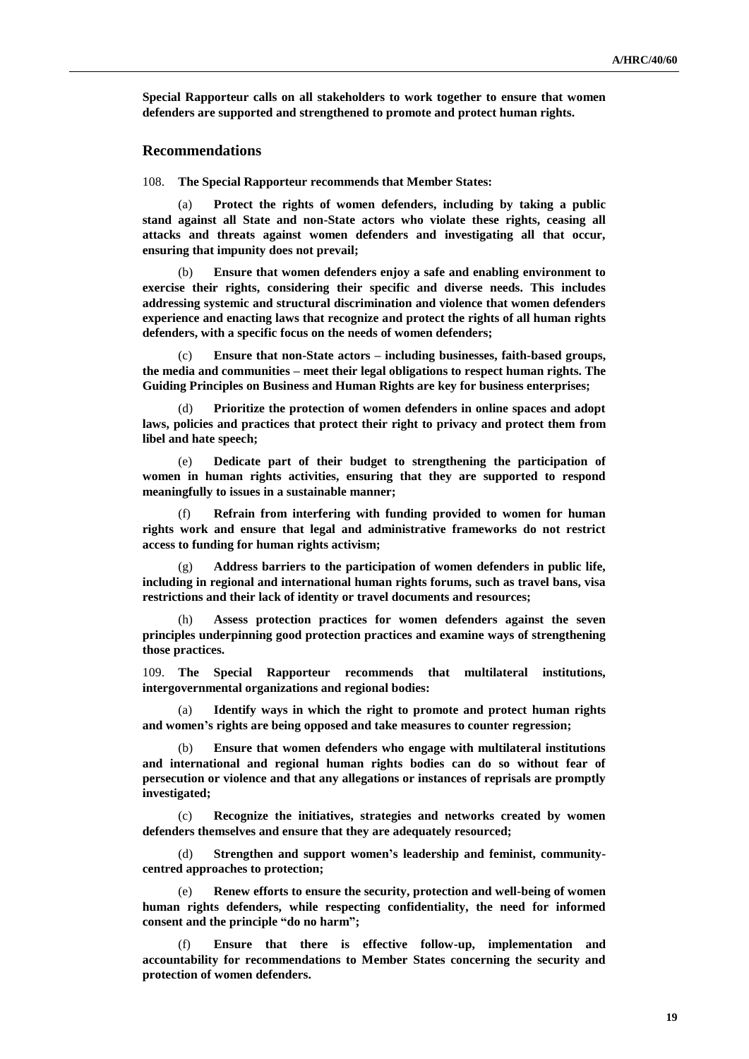**Special Rapporteur calls on all stakeholders to work together to ensure that women defenders are supported and strengthened to promote and protect human rights.**

## Recommendations

108. **The Special Rapporteur recommends that Member States:**

(a) **Protect the rights of women defenders, including by taking a public stand against all State and non-State actors who violate these rights, ceasing all attacks and threats against women defenders and investigating all that occur, ensuring that impunity does not prevail;**

(b) **Ensure that women defenders enjoy a safe and enabling environment to exercise their rights, considering their specific and diverse needs. This includes addressing systemic and structural discrimination and violence that women defenders experience and enacting laws that recognize and protect the rights of all human rights defenders, with a specific focus on the needs of women defenders;**

(c) **Ensure that non-State actors – including businesses, faith-based groups, the media and communities – meet their legal obligations to respect human rights. The Guiding Principles on Business and Human Rights are key for business enterprises;**

(d) **Prioritize the protection of women defenders in online spaces and adopt laws, policies and practices that protect their right to privacy and protect them from libel and hate speech;**

(e) **Dedicate part of their budget to strengthening the participation of women in human rights activities, ensuring that they are supported to respond meaningfully to issues in a sustainable manner;**

(f) **Refrain from interfering with funding provided to women for human rights work and ensure that legal and administrative frameworks do not restrict access to funding for human rights activism;**

(g) **Address barriers to the participation of women defenders in public life, including in regional and international human rights forums, such as travel bans, visa restrictions and their lack of identity or travel documents and resources;**

(h) **Assess protection practices for women defenders against the seven principles underpinning good protection practices and examine ways of strengthening those practices.**

109. **The Special Rapporteur recommends that multilateral institutions, intergovernmental organizations and regional bodies:**

(a) **Identify ways in which the right to promote and protect human rights and women's rights are being opposed and take measures to counter regression;**

(b) **Ensure that women defenders who engage with multilateral institutions and international and regional human rights bodies can do so without fear of persecution or violence and that any allegations or instances of reprisals are promptly investigated;**

(c) **Recognize the initiatives, strategies and networks created by women defenders themselves and ensure that they are adequately resourced;**

(d) **Strengthen and support women's leadership and feminist, community-centred approaches to protection;**

(e) **Renew efforts to ensure the security, protection and well-being of women human rights defenders, while respecting confidentiality, the need for informed consent and the principle "do no harm";**

(f) **Ensure that there is effective follow-up, implementation and accountability for recommendations to Member States concerning the security and protection of women defenders.**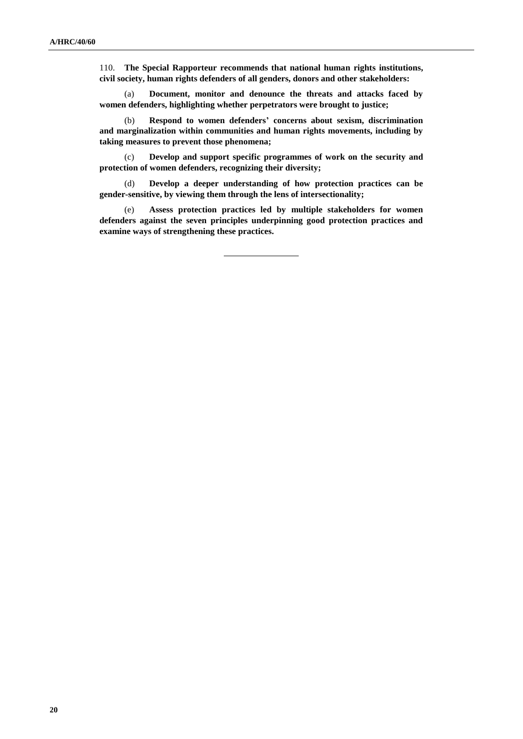110. **The Special Rapporteur recommends that national human rights institutions, civil society, human rights defenders of all genders, donors and other stakeholders:**

(a) **Document, monitor and denounce the threats and attacks faced by women defenders, highlighting whether perpetrators were brought to justice;**

(b) **Respond to women defenders' concerns about sexism, discrimination and marginalization within communities and human rights movements, including by taking measures to prevent those phenomena;**

(c) **Develop and support specific programmes of work on the security and protection of women defenders, recognizing their diversity;**

(d) **Develop a deeper understanding of how protection practices can be gender-sensitive, by viewing them through the lens of intersectionality;**

(e) **Assess protection practices led by multiple stakeholders for women defenders against the seven principles underpinning good protection practices and examine ways of strengthening these practices.**